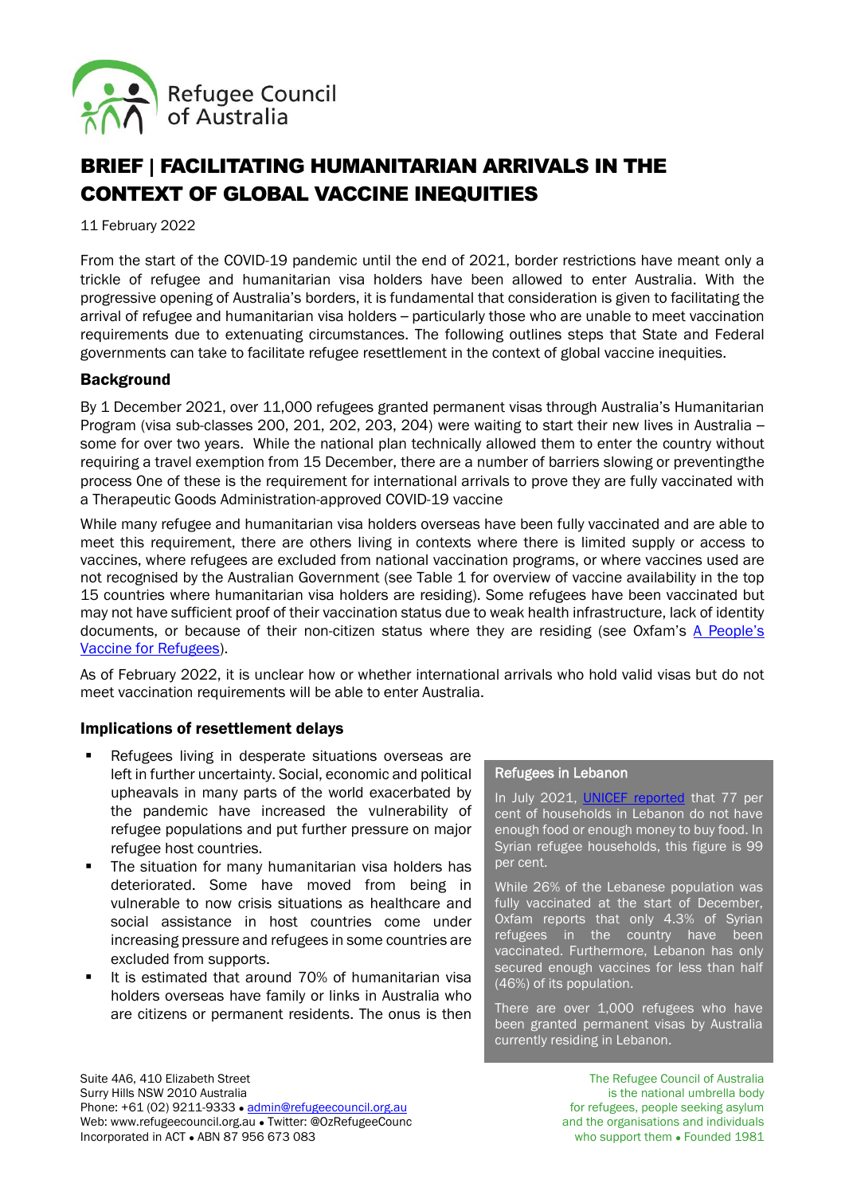Refugee Council of Australia

# BRIEF | FACILITATING HUMANITARIAN ARRIVALS IN THE CONTEXT OF GLOBAL VACCINE INEQUITIES

11 February 2022

From the start of the COVID-19 pandemic until the end of 2021, border restrictions have meant only a trickle of refugee and humanitarian visa holders have been allowed to enter Australia. With the progressive opening of Australia's borders, it is fundamental that consideration is given to facilitating the arrival of refugee and humanitarian visa holders – particularly those who are unable to meet vaccination requirements due to extenuating circumstances. The following outlines steps that State and Federal governments can take to facilitate refugee resettlement in the context of global vaccine inequities.

## Background

By 1 December 2021, over 11,000 refugees granted permanent visas through Australia's Humanitarian Program (visa sub-classes 200, 201, 202, 203, 204) were waiting to start their new lives in Australia – some for over two years. While the national plan technically allowed them to enter the country without requiring a travel exemption from 15 December, there are a number of barriers slowing or preventingthe process One of these is the requirement for international arrivals to prove they are fully vaccinated with a Therapeutic Goods Administration-approved COVID-19 vaccine

While many refugee and humanitarian visa holders overseas have been fully vaccinated and are able to meet this requirement, there are others living in contexts where there is limited supply or access to vaccines, where refugees are excluded from national vaccination programs, or where vaccines used are not recognised by the Australian Government (see Table 1 for overview of vaccine availability in the top 15 countries where humanitarian visa holders are residing). Some refugees have been vaccinated but may not have sufficient proof of their vaccination status due to weak health infrastructure, lack of identity documents, or because of their non-citizen status where they are residing (see Oxfam's A People's Vaccine for Refugees).

As of February 2022, it is unclear how or whether international arrivals who hold valid visas but do not meet vaccination requirements will be able to enter Australia.

## Implications of resettlement delays

- Refugees living in desperate situations overseas are left in further uncertainty. Social, economic and political upheavals in many parts of the world exacerbated by the pandemic have increased the vulnerability of refugee populations and put further pressure on major refugee host countries.
- The situation for many humanitarian visa holders has deteriorated. Some have moved from being in vulnerable to now crisis situations as healthcare and social assistance in host countries come under increasing pressure and refugees in some countries are excluded from supports.
- It is estimated that around 70% of humanitarian visa holders overseas have family or links in Australia who are citizens or permanent residents. The onus is then

### Refugees in Lebanon

In July 2021, UNICEF reported that 77 per cent of households in Lebanon do not have enough food or enough money to buy food. In Syrian refugee households, this figure is 99 per cent.

While 26% of the Lebanese population was fully vaccinated at the start of December, Oxfam reports that only 4.3% of Syrian refugees in the country have been vaccinated. Furthermore, Lebanon has only secured enough vaccines for less than half (46%) of its population.

There are over 1,000 refugees who have been granted permanent visas by Australia currently residing in Lebanon.

Suite 4A6, 410 Elizabeth Street
Surry Hills NSW 2010 Australia
Phone: +61 (02) 9211-9333 • admin@refugeecouncil.org.au
Web: www.refugeecouncil.org.au • Twitter: @OzRefugeeCounc
Incorporated in ACT • ABN 87 956 673 083

The Refugee Council of Australia is the national umbrella body for refugees, people seeking asylum and the organisations and individuals who support them • Founded 1981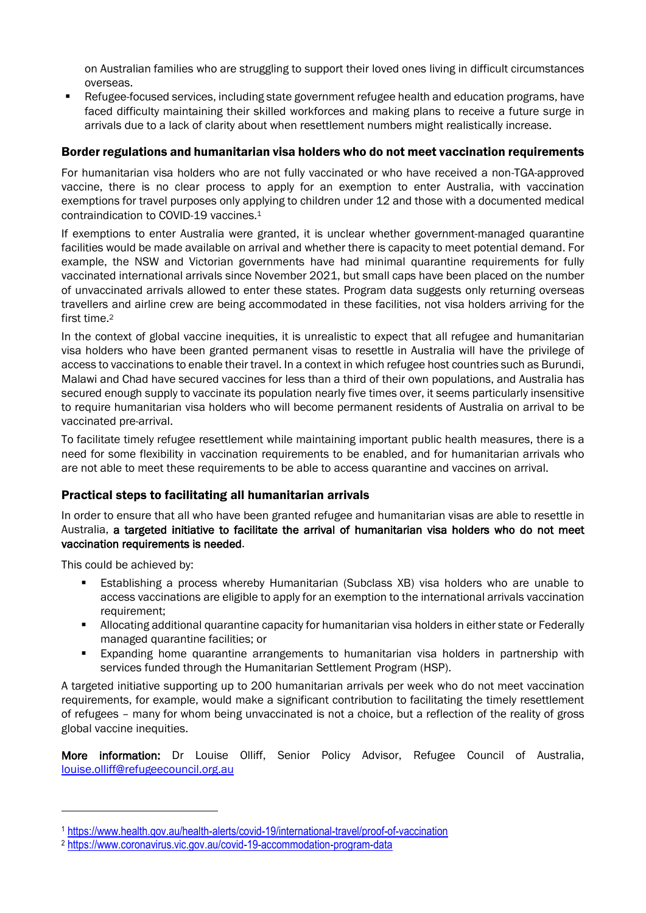on Australian families who are struggling to support their loved ones living in difficult circumstances overseas.

- Refugee-focused services, including state government refugee health and education programs, have faced difficulty maintaining their skilled workforces and making plans to receive a future surge in arrivals due to a lack of clarity about when resettlement numbers might realistically increase.

## Border regulations and humanitarian visa holders who do not meet vaccination requirements

For humanitarian visa holders who are not fully vaccinated or who have received a non-TGA-approved vaccine, there is no clear process to apply for an exemption to enter Australia, with vaccination exemptions for travel purposes only applying to children under 12 and those with a documented medical contraindication to COVID-19 vaccines.[1]

If exemptions to enter Australia were granted, it is unclear whether government-managed quarantine facilities would be made available on arrival and whether there is capacity to meet potential demand. For example, the NSW and Victorian governments have had minimal quarantine requirements for fully vaccinated international arrivals since November 2021, but small caps have been placed on the number of unvaccinated arrivals allowed to enter these states. Program data suggests only returning overseas travellers and airline crew are being accommodated in these facilities, not visa holders arriving for the first time.[2]

In the context of global vaccine inequities, it is unrealistic to expect that all refugee and humanitarian visa holders who have been granted permanent visas to resettle in Australia will have the privilege of access to vaccinations to enable their travel. In a context in which refugee host countries such as Burundi, Malawi and Chad have secured vaccines for less than a third of their own populations, and Australia has secured enough supply to vaccinate its population nearly five times over, it seems particularly insensitive to require humanitarian visa holders who will become permanent residents of Australia on arrival to be vaccinated pre-arrival.

To facilitate timely refugee resettlement while maintaining important public health measures, there is a need for some flexibility in vaccination requirements to be enabled, and for humanitarian arrivals who are not able to meet these requirements to be able to access quarantine and vaccines on arrival.

## Practical steps to facilitating all humanitarian arrivals

In order to ensure that all who have been granted refugee and humanitarian visas are able to resettle in Australia, **a targeted initiative to facilitate the arrival of humanitarian visa holders who do not meet vaccination requirements is needed**.

This could be achieved by:

- Establishing a process whereby Humanitarian (Subclass XB) visa holders who are unable to access vaccinations are eligible to apply for an exemption to the international arrivals vaccination requirement;
- Allocating additional quarantine capacity for humanitarian visa holders in either state or Federally managed quarantine facilities; or
- Expanding home quarantine arrangements to humanitarian visa holders in partnership with services funded through the Humanitarian Settlement Program (HSP).

A targeted initiative supporting up to 200 humanitarian arrivals per week who do not meet vaccination requirements, for example, would make a significant contribution to facilitating the timely resettlement of refugees – many for whom being unvaccinated is not a choice, but a reflection of the reality of gross global vaccine inequities.

**More information:** Dr Louise Olliff, Senior Policy Advisor, Refugee Council of Australia, [louise.olliff@refugeecouncil.org.au](mailto:louise.olliff@refugeecouncil.org.au)

---

[1] https://www.health.gov.au/health-alerts/covid-19/international-travel/proof-of-vaccination

[2] https://www.coronavirus.vic.gov.au/covid-19-accommodation-program-data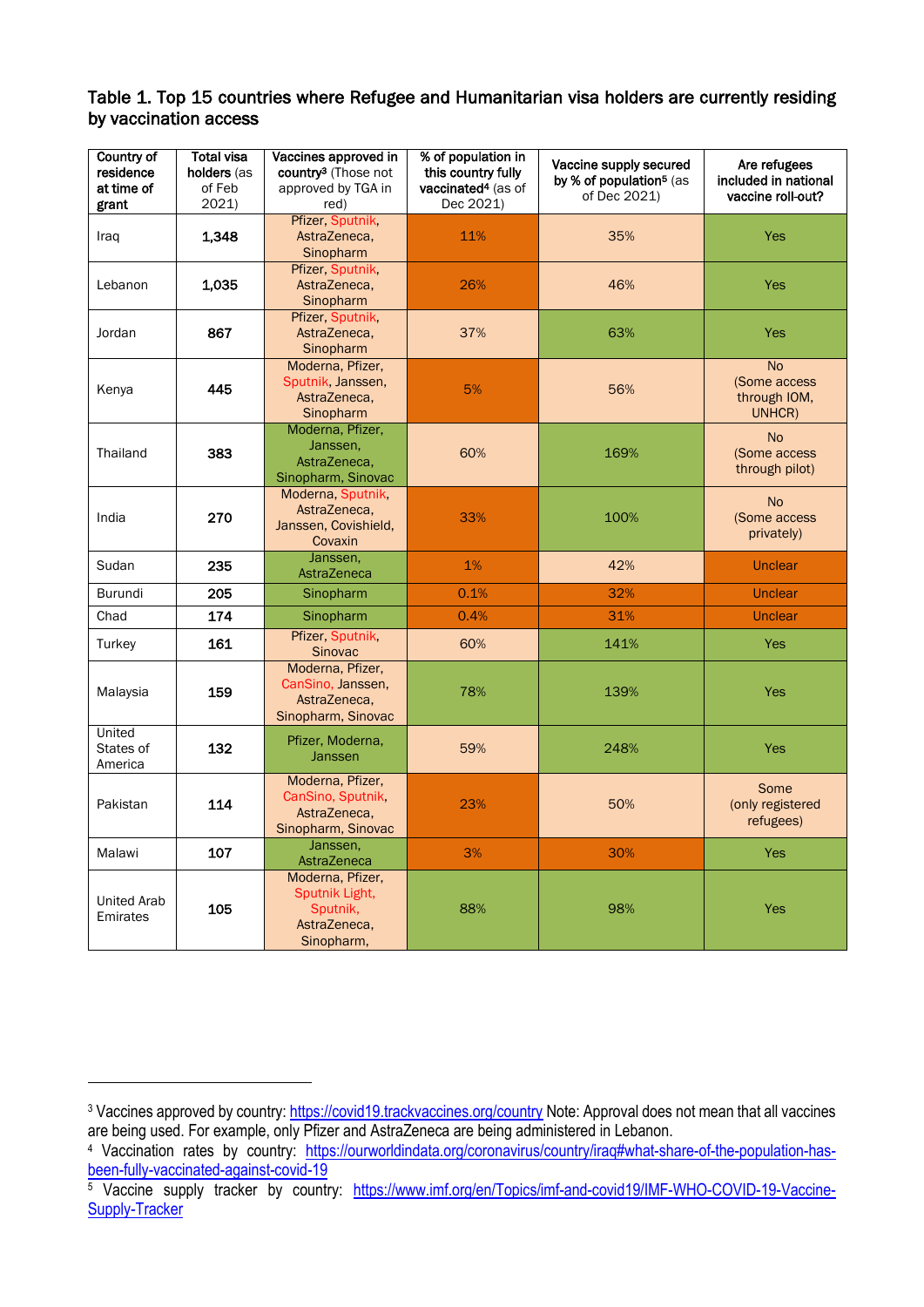Table 1. Top 15 countries where Refugee and Humanitarian visa holders are currently residing by vaccination access

| Country of residence at time of grant | Total visa holders (as of Feb 2021) | Vaccines approved in country[3] (Those not approved by TGA in red) | % of population in this country fully vaccinated[4] (as of Dec 2021) | Vaccine supply secured by % of population[5] (as of Dec 2021) | Are refugees included in national vaccine roll-out? |
|---|---|---|---|---|---|
| Iraq | **1,348** | Pfizer, Sputnik, AstraZeneca, Sinopharm | 11% | 35% | Yes |
| Lebanon | **1,035** | Pfizer, Sputnik, AstraZeneca, Sinopharm | 26% | 46% | Yes |
| Jordan | **867** | Pfizer, Sputnik, AstraZeneca, Sinopharm | 37% | 63% | Yes |
| Kenya | **445** | Moderna, Pfizer, Sputnik, Janssen, AstraZeneca, Sinopharm | 5% | 56% | No (Some access through IOM, UNHCR) |
| Thailand | **383** | Moderna, Pfizer, Janssen, AstraZeneca, Sinopharm, Sinovac | 60% | 169% | No (Some access through pilot) |
| India | **270** | Moderna, Sputnik, AstraZeneca, Janssen, Covishield, Covaxin | 33% | 100% | No (Some access privately) |
| Sudan | **235** | Janssen, AstraZeneca | 1% | 42% | Unclear |
| Burundi | **205** | Sinopharm | 0.1% | 32% | Unclear |
| Chad | **174** | Sinopharm | 0.4% | 31% | Unclear |
| Turkey | **161** | Pfizer, Sputnik, Sinovac | 60% | 141% | Yes |
| Malaysia | **159** | Moderna, Pfizer, CanSino, Janssen, AstraZeneca, Sinopharm, Sinovac | 78% | 139% | Yes |
| United States of America | **132** | Pfizer, Moderna, Janssen | 59% | 248% | Yes |
| Pakistan | **114** | Moderna, Pfizer, CanSino, Sputnik, AstraZeneca, Sinopharm, Sinovac | 23% | 50% | Some (only registered refugees) |
| Malawi | **107** | Janssen, AstraZeneca | 3% | 30% | Yes |
| United Arab Emirates | **105** | Moderna, Pfizer, Sputnik Light, Sputnik, AstraZeneca, Sinopharm, | 88% | 98% | Yes |

[3] Vaccines approved by country: https://covid19.trackvaccines.org/country Note: Approval does not mean that all vaccines are being used. For example, only Pfizer and AstraZeneca are being administered in Lebanon.

[4] Vaccination rates by country: https://ourworldindata.org/coronavirus/country/iraq#what-share-of-the-population-has-been-fully-vaccinated-against-covid-19

[5] Vaccine supply tracker by country: https://www.imf.org/en/Topics/imf-and-covid19/IMF-WHO-COVID-19-Vaccine-Supply-Tracker